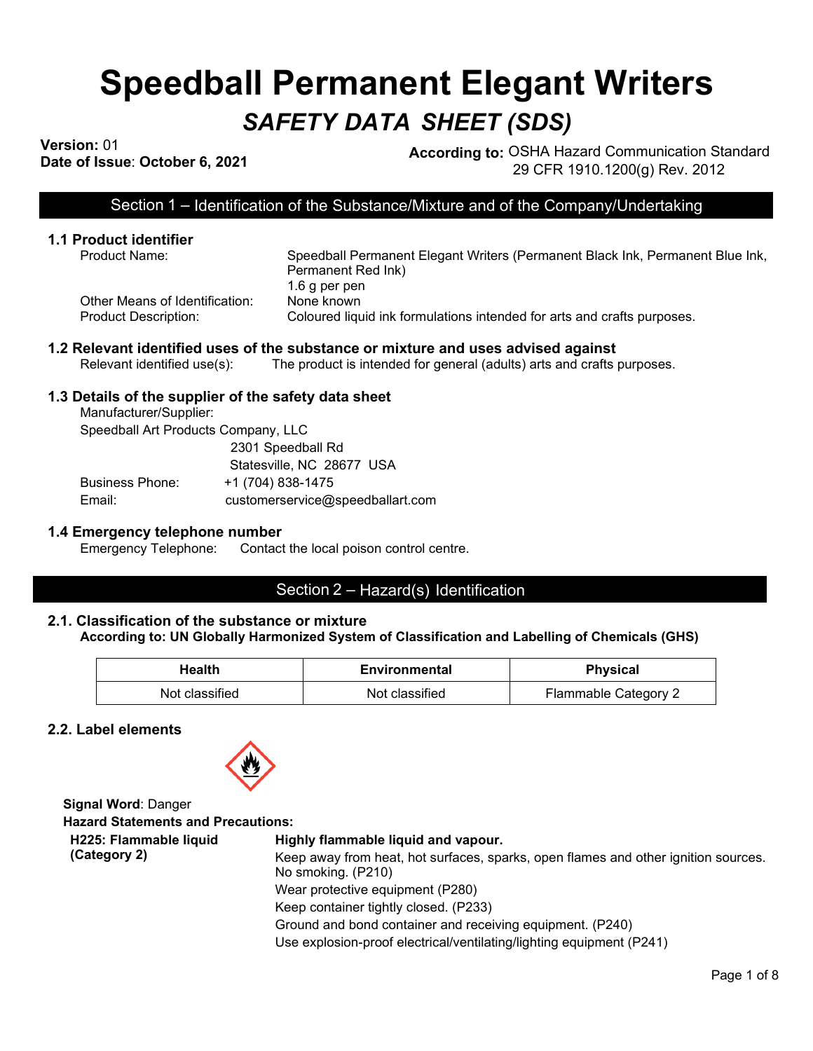# Speedball Permanent Elegant Writers

## *SAFETY DATA SHEET (SDS)*

**Version:** 01
**Date of Issue**: **October 6, 2021**

**According to:** OSHA Hazard Communication Standard 29 CFR 1910.1200(g) Rev. 2012

## Section 1 – Identification of the Substance/Mixture and of the Company/Undertaking

### 1.1 Product identifier

Product Name: Speedball Permanent Elegant Writers (Permanent Black Ink, Permanent Blue Ink, Permanent Red Ink)
1.6 g per pen

Other Means of Identification: None known

Product Description: Coloured liquid ink formulations intended for arts and crafts purposes.

### 1.2 Relevant identified uses of the substance or mixture and uses advised against

Relevant identified use(s): The product is intended for general (adults) arts and crafts purposes.

### 1.3 Details of the supplier of the safety data sheet

Manufacturer/Supplier:
Speedball Art Products Company, LLC
2301 Speedball Rd
Statesville, NC 28677 USA

Business Phone: +1 (704) 838-1475
Email: customerservice@speedballart.com

### 1.4 Emergency telephone number

Emergency Telephone: Contact the local poison control centre.

## Section 2 – Hazard(s) Identification

### 2.1. Classification of the substance or mixture

**According to: UN Globally Harmonized System of Classification and Labelling of Chemicals (GHS)**

| Health | Environmental | Physical |
|---|---|---|
| Not classified | Not classified | Flammable Category 2 |

### 2.2. Label elements

**Signal Word**: Danger

**Hazard Statements and Precautions:**

**H225: Flammable liquid (Category 2)** — **Highly flammable liquid and vapour.**

- Keep away from heat, hot surfaces, sparks, open flames and other ignition sources. No smoking. (P210)
- Wear protective equipment (P280)
- Keep container tightly closed. (P233)
- Ground and bond container and receiving equipment. (P240)
- Use explosion-proof electrical/ventilating/lighting equipment (P241)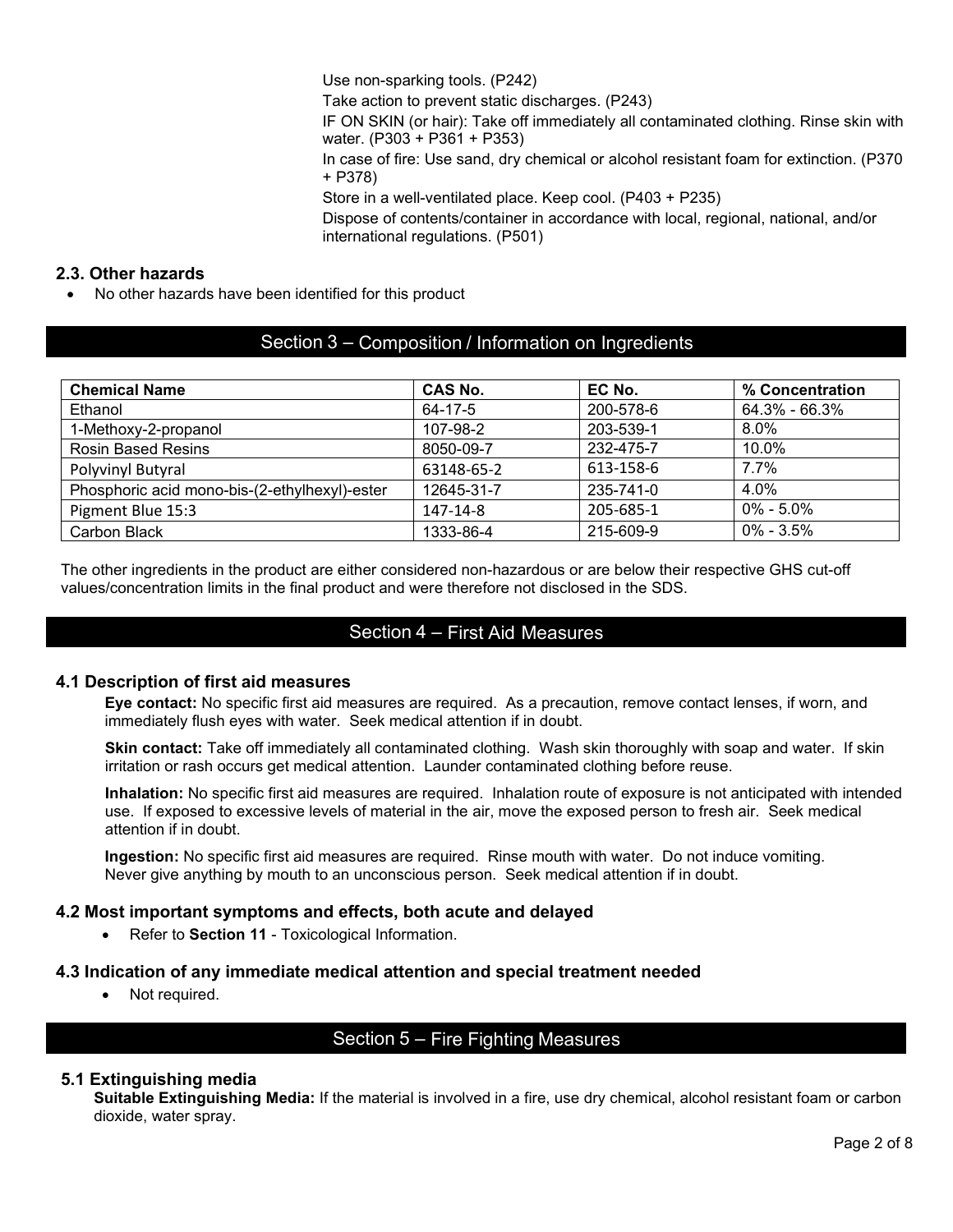Use non-sparking tools. (P242)

Take action to prevent static discharges. (P243)

IF ON SKIN (or hair): Take off immediately all contaminated clothing. Rinse skin with water. (P303 + P361 + P353)

In case of fire: Use sand, dry chemical or alcohol resistant foam for extinction. (P370 + P378)

Store in a well-ventilated place. Keep cool. (P403 + P235)

Dispose of contents/container in accordance with local, regional, national, and/or international regulations. (P501)

### 2.3. Other hazards

- No other hazards have been identified for this product

## Section 3 – Composition / Information on Ingredients

| Chemical Name | CAS No. | EC No. | % Concentration |
|---|---|---|---|
| Ethanol | 64-17-5 | 200-578-6 | 64.3% - 66.3% |
| 1-Methoxy-2-propanol | 107-98-2 | 203-539-1 | 8.0% |
| Rosin Based Resins | 8050-09-7 | 232-475-7 | 10.0% |
| Polyvinyl Butyral | 63148-65-2 | 613-158-6 | 7.7% |
| Phosphoric acid mono-bis-(2-ethylhexyl)-ester | 12645-31-7 | 235-741-0 | 4.0% |
| Pigment Blue 15:3 | 147-14-8 | 205-685-1 | 0% - 5.0% |
| Carbon Black | 1333-86-4 | 215-609-9 | 0% - 3.5% |

The other ingredients in the product are either considered non-hazardous or are below their respective GHS cut-off values/concentration limits in the final product and were therefore not disclosed in the SDS.

## Section 4 – First Aid Measures

### 4.1 Description of first aid measures

**Eye contact:** No specific first aid measures are required. As a precaution, remove contact lenses, if worn, and immediately flush eyes with water. Seek medical attention if in doubt.

**Skin contact:** Take off immediately all contaminated clothing. Wash skin thoroughly with soap and water. If skin irritation or rash occurs get medical attention. Launder contaminated clothing before reuse.

**Inhalation:** No specific first aid measures are required. Inhalation route of exposure is not anticipated with intended use. If exposed to excessive levels of material in the air, move the exposed person to fresh air. Seek medical attention if in doubt.

**Ingestion:** No specific first aid measures are required. Rinse mouth with water. Do not induce vomiting. Never give anything by mouth to an unconscious person. Seek medical attention if in doubt.

### 4.2 Most important symptoms and effects, both acute and delayed

- Refer to **Section 11** - Toxicological Information.

### 4.3 Indication of any immediate medical attention and special treatment needed

- Not required.

## Section 5 – Fire Fighting Measures

### 5.1 Extinguishing media

**Suitable Extinguishing Media:** If the material is involved in a fire, use dry chemical, alcohol resistant foam or carbon dioxide, water spray.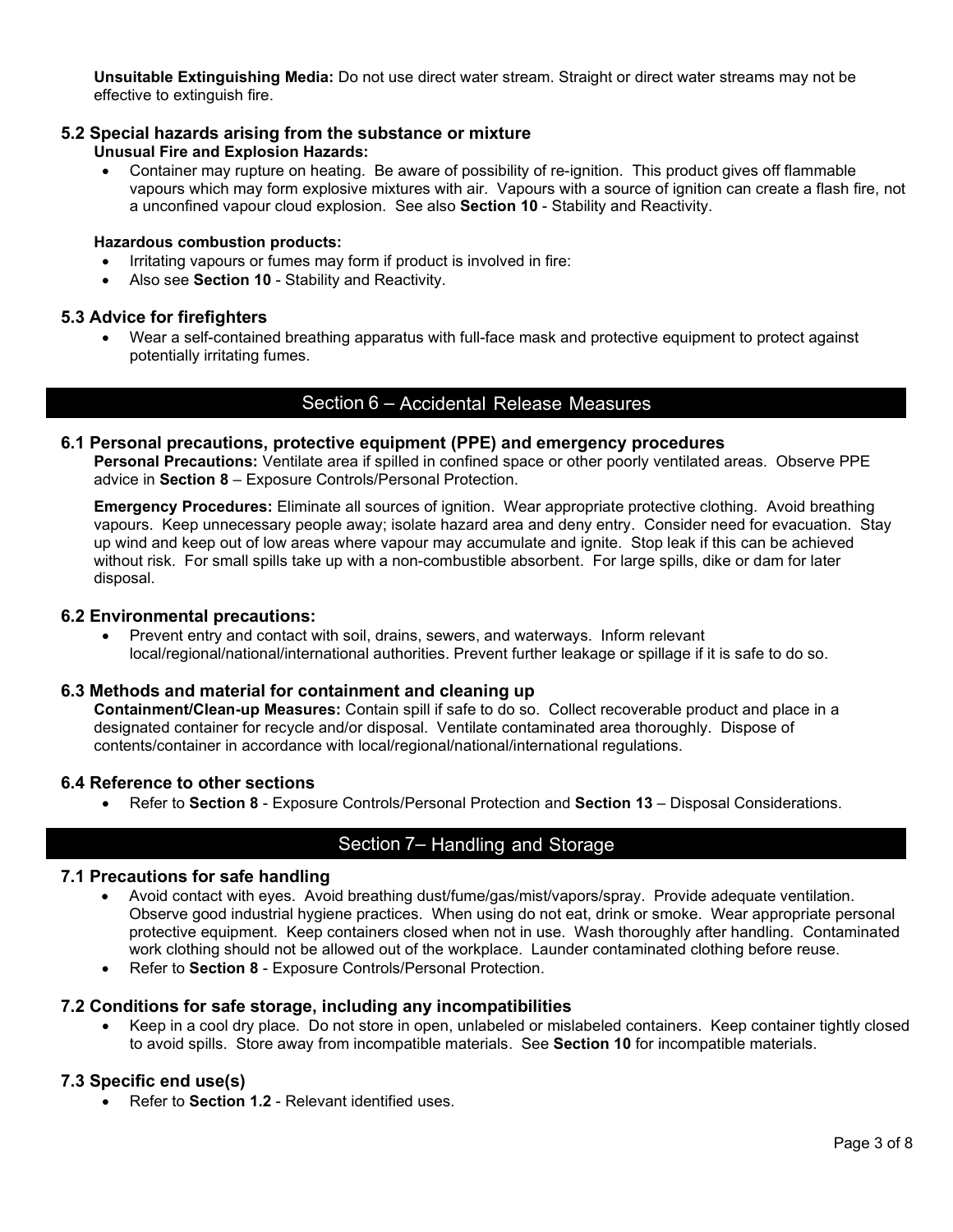**Unsuitable Extinguishing Media:** Do not use direct water stream. Straight or direct water streams may not be effective to extinguish fire.

### 5.2 Special hazards arising from the substance or mixture

**Unusual Fire and Explosion Hazards:**

- Container may rupture on heating. Be aware of possibility of re-ignition. This product gives off flammable vapours which may form explosive mixtures with air. Vapours with a source of ignition can create a flash fire, not a unconfined vapour cloud explosion. See also **Section 10** - Stability and Reactivity.

**Hazardous combustion products:**

- Irritating vapours or fumes may form if product is involved in fire:
- Also see **Section 10** - Stability and Reactivity.

### 5.3 Advice for firefighters

- Wear a self-contained breathing apparatus with full-face mask and protective equipment to protect against potentially irritating fumes.

## Section 6 – Accidental Release Measures

### 6.1 Personal precautions, protective equipment (PPE) and emergency procedures

**Personal Precautions:** Ventilate area if spilled in confined space or other poorly ventilated areas. Observe PPE advice in **Section 8** – Exposure Controls/Personal Protection.

**Emergency Procedures:** Eliminate all sources of ignition. Wear appropriate protective clothing. Avoid breathing vapours. Keep unnecessary people away; isolate hazard area and deny entry. Consider need for evacuation. Stay up wind and keep out of low areas where vapour may accumulate and ignite. Stop leak if this can be achieved without risk. For small spills take up with a non-combustible absorbent. For large spills, dike or dam for later disposal.

### 6.2 Environmental precautions:

- Prevent entry and contact with soil, drains, sewers, and waterways. Inform relevant local/regional/national/international authorities. Prevent further leakage or spillage if it is safe to do so.

### 6.3 Methods and material for containment and cleaning up

**Containment/Clean-up Measures:** Contain spill if safe to do so. Collect recoverable product and place in a designated container for recycle and/or disposal. Ventilate contaminated area thoroughly. Dispose of contents/container in accordance with local/regional/national/international regulations.

### 6.4 Reference to other sections

- Refer to **Section 8** - Exposure Controls/Personal Protection and **Section 13** – Disposal Considerations.

## Section 7– Handling and Storage

### 7.1 Precautions for safe handling

- Avoid contact with eyes. Avoid breathing dust/fume/gas/mist/vapors/spray. Provide adequate ventilation. Observe good industrial hygiene practices. When using do not eat, drink or smoke. Wear appropriate personal protective equipment. Keep containers closed when not in use. Wash thoroughly after handling. Contaminated work clothing should not be allowed out of the workplace. Launder contaminated clothing before reuse.
- Refer to **Section 8** - Exposure Controls/Personal Protection.

### 7.2 Conditions for safe storage, including any incompatibilities

- Keep in a cool dry place. Do not store in open, unlabeled or mislabeled containers. Keep container tightly closed to avoid spills. Store away from incompatible materials. See **Section 10** for incompatible materials.

### 7.3 Specific end use(s)

- Refer to **Section 1.2** - Relevant identified uses.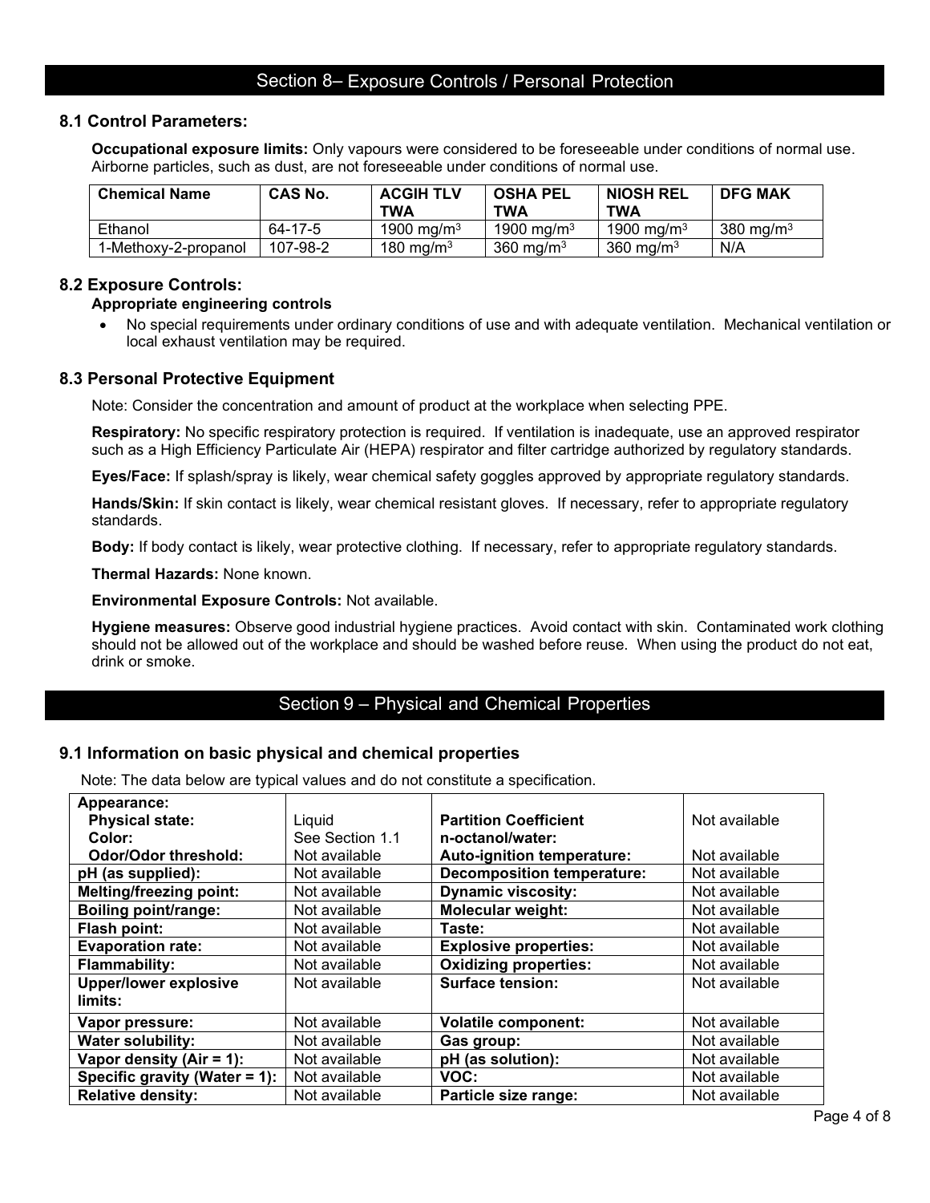## Section 8– Exposure Controls / Personal Protection

### 8.1 Control Parameters:

**Occupational exposure limits:** Only vapours were considered to be foreseeable under conditions of normal use. Airborne particles, such as dust, are not foreseeable under conditions of normal use.

| Chemical Name | CAS No. | ACGIH TLV TWA | OSHA PEL TWA | NIOSH REL TWA | DFG MAK |
|---|---|---|---|---|---|
| Ethanol | 64-17-5 | 1900 $mg/m^3$ | 1900 $mg/m^3$ | 1900 $mg/m^3$ | 380 $mg/m^3$ |
| 1-Methoxy-2-propanol | 107-98-2 | 180 $mg/m^3$ | 360 $mg/m^3$ | 360 $mg/m^3$ | N/A |

### 8.2 Exposure Controls:

**Appropriate engineering controls**

- No special requirements under ordinary conditions of use and with adequate ventilation. Mechanical ventilation or local exhaust ventilation may be required.

### 8.3 Personal Protective Equipment

Note: Consider the concentration and amount of product at the workplace when selecting PPE.

**Respiratory:** No specific respiratory protection is required. If ventilation is inadequate, use an approved respirator such as a High Efficiency Particulate Air (HEPA) respirator and filter cartridge authorized by regulatory standards.

**Eyes/Face:** If splash/spray is likely, wear chemical safety goggles approved by appropriate regulatory standards.

**Hands/Skin:** If skin contact is likely, wear chemical resistant gloves. If necessary, refer to appropriate regulatory standards.

**Body:** If body contact is likely, wear protective clothing. If necessary, refer to appropriate regulatory standards.

**Thermal Hazards:** None known.

**Environmental Exposure Controls:** Not available.

**Hygiene measures:** Observe good industrial hygiene practices. Avoid contact with skin. Contaminated work clothing should not be allowed out of the workplace and should be washed before reuse. When using the product do not eat, drink or smoke.

## Section 9 – Physical and Chemical Properties

### 9.1 Information on basic physical and chemical properties

Note: The data below are typical values and do not constitute a specification.

| Property | Value | Property | Value |
|---|---|---|---|
| **Appearance:** | | | |
| **Physical state:** | Liquid | **Partition Coefficient n-octanol/water:** | Not available |
| **Color:** | See Section 1.1 | | |
| **Odor/Odor threshold:** | Not available | **Auto-ignition temperature:** | Not available |
| **pH (as supplied):** | Not available | **Decomposition temperature:** | Not available |
| **Melting/freezing point:** | Not available | **Dynamic viscosity:** | Not available |
| **Boiling point/range:** | Not available | **Molecular weight:** | Not available |
| **Flash point:** | Not available | **Taste:** | Not available |
| **Evaporation rate:** | Not available | **Explosive properties:** | Not available |
| **Flammability:** | Not available | **Oxidizing properties:** | Not available |
| **Upper/lower explosive limits:** | Not available | **Surface tension:** | Not available |
| **Vapor pressure:** | Not available | **Volatile component:** | Not available |
| **Water solubility:** | Not available | **Gas group:** | Not available |
| **Vapor density (Air = 1):** | Not available | **pH (as solution):** | Not available |
| **Specific gravity (Water = 1):** | Not available | **VOC:** | Not available |
| **Relative density:** | Not available | **Particle size range:** | Not available |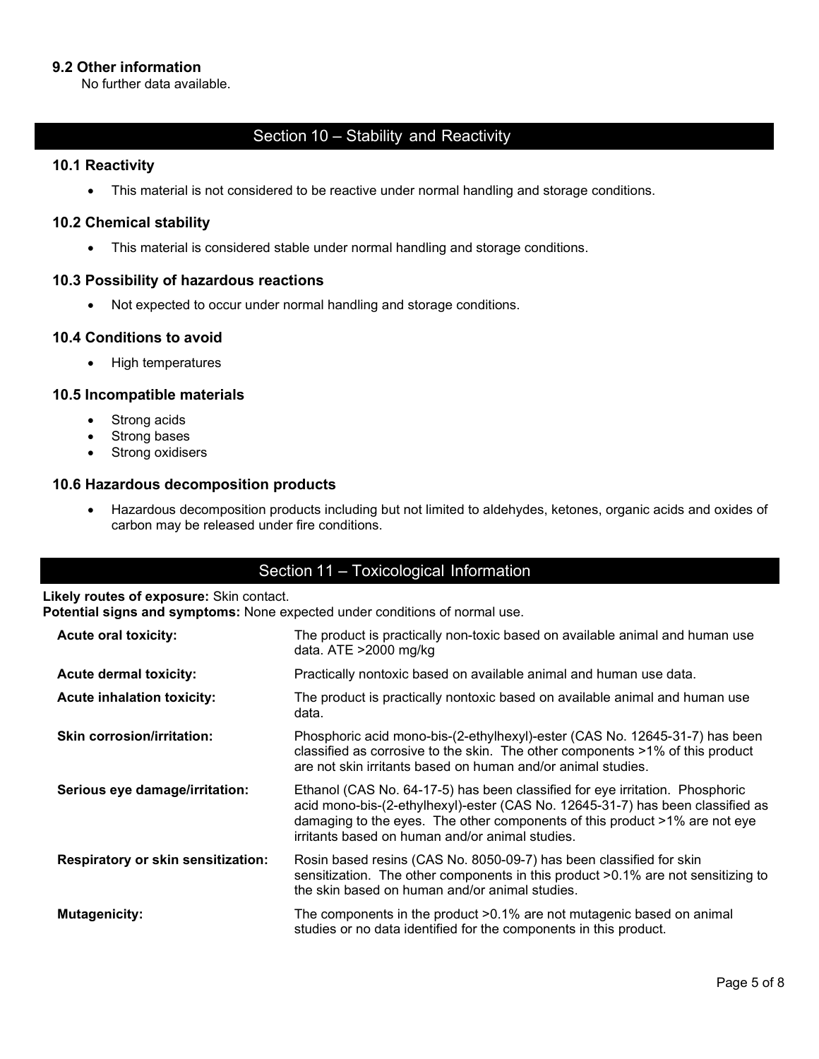### 9.2 Other information

No further data available.

## Section 10 – Stability and Reactivity

### 10.1 Reactivity

- This material is not considered to be reactive under normal handling and storage conditions.

### 10.2 Chemical stability

- This material is considered stable under normal handling and storage conditions.

### 10.3 Possibility of hazardous reactions

- Not expected to occur under normal handling and storage conditions.

### 10.4 Conditions to avoid

- High temperatures

### 10.5 Incompatible materials

- Strong acids
- Strong bases
- Strong oxidisers

### 10.6 Hazardous decomposition products

- Hazardous decomposition products including but not limited to aldehydes, ketones, organic acids and oxides of carbon may be released under fire conditions.

## Section 11 – Toxicological Information

**Likely routes of exposure:** Skin contact.
**Potential signs and symptoms:** None expected under conditions of normal use.

| | |
|---|---|
| **Acute oral toxicity:** | The product is practically non-toxic based on available animal and human use data. ATE >2000 mg/kg |
| **Acute dermal toxicity:** | Practically nontoxic based on available animal and human use data. |
| **Acute inhalation toxicity:** | The product is practically nontoxic based on available animal and human use data. |
| **Skin corrosion/irritation:** | Phosphoric acid mono-bis-(2-ethylhexyl)-ester (CAS No. 12645-31-7) has been classified as corrosive to the skin. The other components >1% of this product are not skin irritants based on human and/or animal studies. |
| **Serious eye damage/irritation:** | Ethanol (CAS No. 64-17-5) has been classified for eye irritation. Phosphoric acid mono-bis-(2-ethylhexyl)-ester (CAS No. 12645-31-7) has been classified as damaging to the eyes. The other components of this product >1% are not eye irritants based on human and/or animal studies. |
| **Respiratory or skin sensitization:** | Rosin based resins (CAS No. 8050-09-7) has been classified for skin sensitization. The other components in this product >0.1% are not sensitizing to the skin based on human and/or animal studies. |
| **Mutagenicity:** | The components in the product >0.1% are not mutagenic based on animal studies or no data identified for the components in this product. |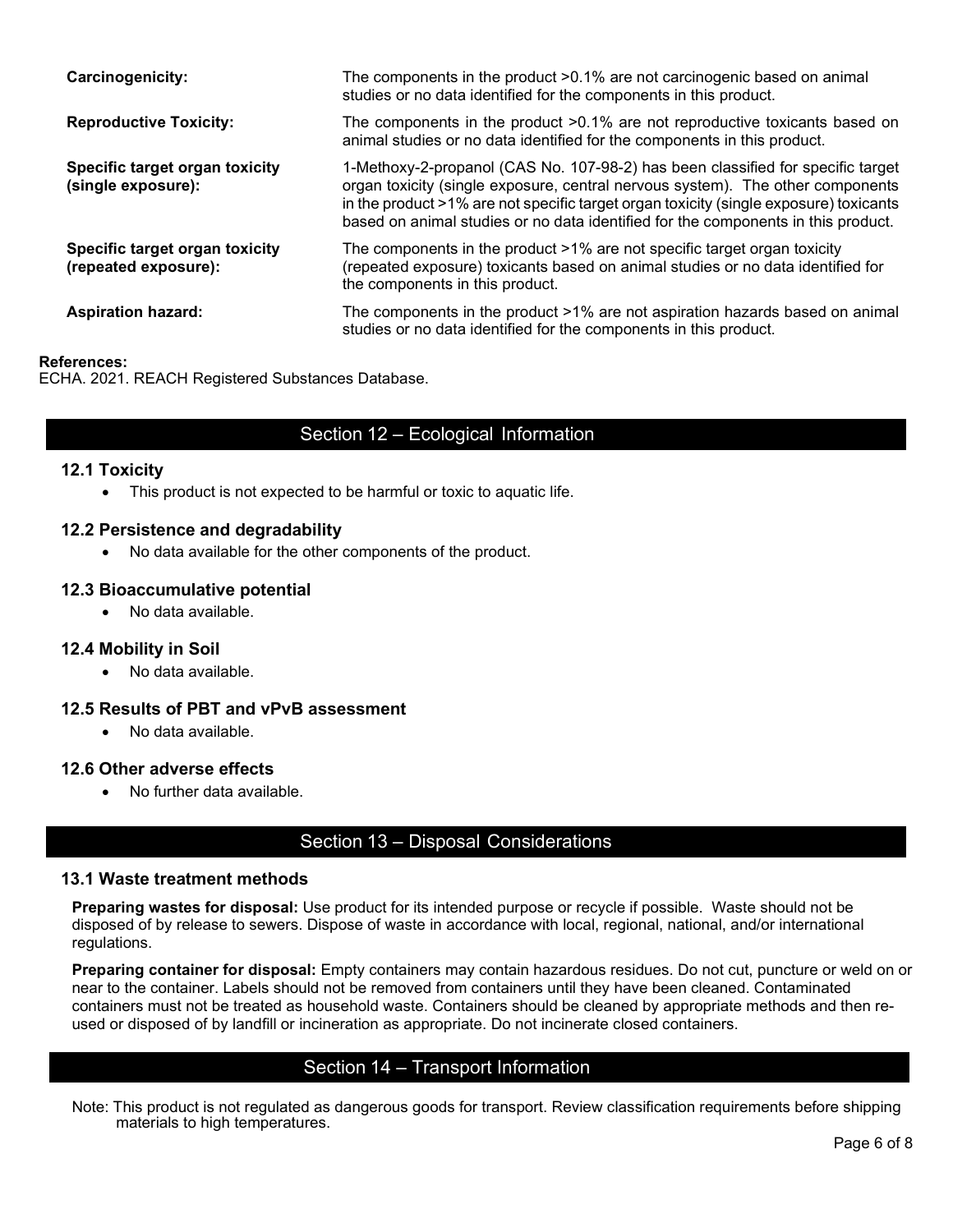| | |
|---|---|
| **Carcinogenicity:** | The components in the product >0.1% are not carcinogenic based on animal studies or no data identified for the components in this product. |
| **Reproductive Toxicity:** | The components in the product >0.1% are not reproductive toxicants based on animal studies or no data identified for the components in this product. |
| **Specific target organ toxicity (single exposure):** | 1-Methoxy-2-propanol (CAS No. 107-98-2) has been classified for specific target organ toxicity (single exposure, central nervous system). The other components in the product >1% are not specific target organ toxicity (single exposure) toxicants based on animal studies or no data identified for the components in this product. |
| **Specific target organ toxicity (repeated exposure):** | The components in the product >1% are not specific target organ toxicity (repeated exposure) toxicants based on animal studies or no data identified for the components in this product. |
| **Aspiration hazard:** | The components in the product >1% are not aspiration hazards based on animal studies or no data identified for the components in this product. |

**References:**
ECHA. 2021. REACH Registered Substances Database.

## Section 12 – Ecological Information

### 12.1 Toxicity

- This product is not expected to be harmful or toxic to aquatic life.

### 12.2 Persistence and degradability

- No data available for the other components of the product.

### 12.3 Bioaccumulative potential

- No data available.

### 12.4 Mobility in Soil

- No data available.

### 12.5 Results of PBT and vPvB assessment

- No data available.

### 12.6 Other adverse effects

- No further data available.

## Section 13 – Disposal Considerations

### 13.1 Waste treatment methods

**Preparing wastes for disposal:** Use product for its intended purpose or recycle if possible. Waste should not be disposed of by release to sewers. Dispose of waste in accordance with local, regional, national, and/or international regulations.

**Preparing container for disposal:** Empty containers may contain hazardous residues. Do not cut, puncture or weld on or near to the container. Labels should not be removed from containers until they have been cleaned. Contaminated containers must not be treated as household waste. Containers should be cleaned by appropriate methods and then re-used or disposed of by landfill or incineration as appropriate. Do not incinerate closed containers.

## Section 14 – Transport Information

Note: This product is not regulated as dangerous goods for transport. Review classification requirements before shipping materials to high temperatures.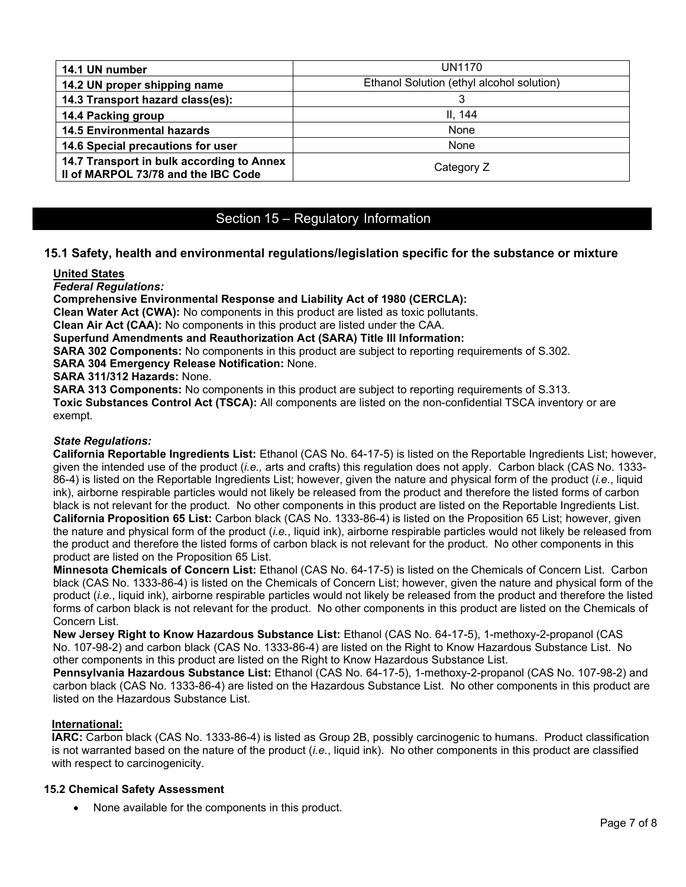| 14.1 UN number | UN1170 |
| --- | --- |
| 14.2 UN proper shipping name | Ethanol Solution (ethyl alcohol solution) |
| 14.3 Transport hazard class(es): | 3 |
| 14.4 Packing group | II, 144 |
| 14.5 Environmental hazards | None |
| 14.6 Special precautions for user | None |
| 14.7 Transport in bulk according to Annex II of MARPOL 73/78 and the IBC Code | Category Z |

## Section 15 – Regulatory Information

### 15.1 Safety, health and environmental regulations/legislation specific for the substance or mixture

**United States**

***Federal Regulations:***

**Comprehensive Environmental Response and Liability Act of 1980 (CERCLA):**

**Clean Water Act (CWA):** No components in this product are listed as toxic pollutants.

**Clean Air Act (CAA):** No components in this product are listed under the CAA.

**Superfund Amendments and Reauthorization Act (SARA) Title III Information:**

**SARA 302 Components:** No components in this product are subject to reporting requirements of S.302.

**SARA 304 Emergency Release Notification:** None.

**SARA 311/312 Hazards:** None.

**SARA 313 Components:** No components in this product are subject to reporting requirements of S.313.

**Toxic Substances Control Act (TSCA):** All components are listed on the non-confidential TSCA inventory or are exempt.

***State Regulations:***

**California Reportable Ingredients List:** Ethanol (CAS No. 64-17-5) is listed on the Reportable Ingredients List; however, given the intended use of the product (*i.e.,* arts and crafts) this regulation does not apply. Carbon black (CAS No. 1333-86-4) is listed on the Reportable Ingredients List; however, given the nature and physical form of the product (*i.e.*, liquid ink), airborne respirable particles would not likely be released from the product and therefore the listed forms of carbon black is not relevant for the product. No other components in this product are listed on the Reportable Ingredients List.

**California Proposition 65 List:** Carbon black (CAS No. 1333-86-4) is listed on the Proposition 65 List; however, given the nature and physical form of the product (*i.e.*, liquid ink), airborne respirable particles would not likely be released from the product and therefore the listed forms of carbon black is not relevant for the product. No other components in this product are listed on the Proposition 65 List.

**Minnesota Chemicals of Concern List:** Ethanol (CAS No. 64-17-5) is listed on the Chemicals of Concern List. Carbon black (CAS No. 1333-86-4) is listed on the Chemicals of Concern List; however, given the nature and physical form of the product (*i.e.*, liquid ink), airborne respirable particles would not likely be released from the product and therefore the listed forms of carbon black is not relevant for the product. No other components in this product are listed on the Chemicals of Concern List.

**New Jersey Right to Know Hazardous Substance List:** Ethanol (CAS No. 64-17-5), 1-methoxy-2-propanol (CAS No. 107-98-2) and carbon black (CAS No. 1333-86-4) are listed on the Right to Know Hazardous Substance List. No other components in this product are listed on the Right to Know Hazardous Substance List.

**Pennsylvania Hazardous Substance List:** Ethanol (CAS No. 64-17-5), 1-methoxy-2-propanol (CAS No. 107-98-2) and carbon black (CAS No. 1333-86-4) are listed on the Hazardous Substance List. No other components in this product are listed on the Hazardous Substance List.

**International:**

**IARC:** Carbon black (CAS No. 1333-86-4) is listed as Group 2B, possibly carcinogenic to humans. Product classification is not warranted based on the nature of the product (*i.e.*, liquid ink). No other components in this product are classified with respect to carcinogenicity.

### 15.2 Chemical Safety Assessment

- None available for the components in this product.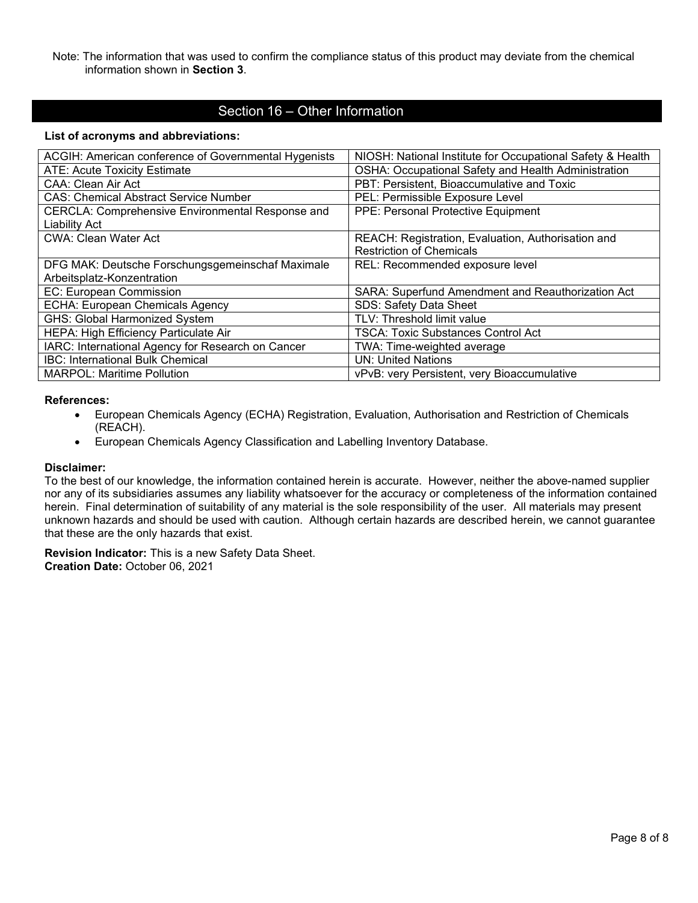Note: The information that was used to confirm the compliance status of this product may deviate from the chemical information shown in **Section 3**.

## Section 16 – Other Information

**List of acronyms and abbreviations:**

| | |
|---|---|
| ACGIH: American conference of Governmental Hygenists | NIOSH: National Institute for Occupational Safety & Health |
| ATE: Acute Toxicity Estimate | OSHA: Occupational Safety and Health Administration |
| CAA: Clean Air Act | PBT: Persistent, Bioaccumulative and Toxic |
| CAS: Chemical Abstract Service Number | PEL: Permissible Exposure Level |
| CERCLA: Comprehensive Environmental Response and Liability Act | PPE: Personal Protective Equipment |
| CWA: Clean Water Act | REACH: Registration, Evaluation, Authorisation and Restriction of Chemicals |
| DFG MAK: Deutsche Forschungsgemeinschaf Maximale Arbeitsplatz-Konzentration | REL: Recommended exposure level |
| EC: European Commission | SARA: Superfund Amendment and Reauthorization Act |
| ECHA: European Chemicals Agency | SDS: Safety Data Sheet |
| GHS: Global Harmonized System | TLV: Threshold limit value |
| HEPA: High Efficiency Particulate Air | TSCA: Toxic Substances Control Act |
| IARC: International Agency for Research on Cancer | TWA: Time-weighted average |
| IBC: International Bulk Chemical | UN: United Nations |
| MARPOL: Maritime Pollution | vPvB: very Persistent, very Bioaccumulative |

**References:**

- European Chemicals Agency (ECHA) Registration, Evaluation, Authorisation and Restriction of Chemicals (REACH).
- European Chemicals Agency Classification and Labelling Inventory Database.

**Disclaimer:**
To the best of our knowledge, the information contained herein is accurate. However, neither the above-named supplier nor any of its subsidiaries assumes any liability whatsoever for the accuracy or completeness of the information contained herein. Final determination of suitability of any material is the sole responsibility of the user. All materials may present unknown hazards and should be used with caution. Although certain hazards are described herein, we cannot guarantee that these are the only hazards that exist.

**Revision Indicator:** This is a new Safety Data Sheet.
**Creation Date:** October 06, 2021